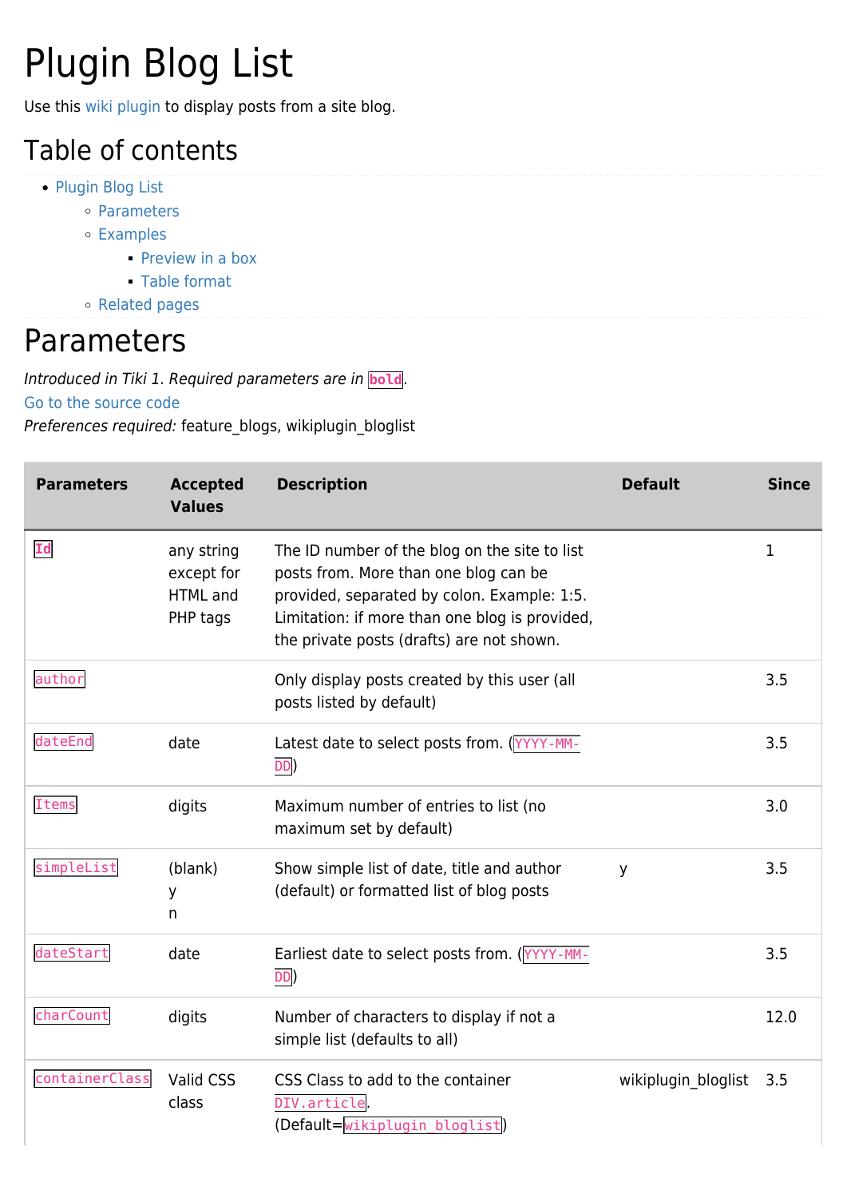# Plugin Blog List

Use this wiki plugin to display posts from a site blog.

## Table of contents

- Plugin Blog List
  - Parameters
  - Examples
    - Preview in a box
    - Table format
  - Related pages

# Parameters

*Introduced in Tiki 1. Required parameters are in* `bold`.
Go to the source code
*Preferences required:* feature_blogs, wikiplugin_bloglist

| Parameters | Accepted Values | Description | Default | Since |
|---|---|---|---|---|
| `Id` | any string except for HTML and PHP tags | The ID number of the blog on the site to list posts from. More than one blog can be provided, separated by colon. Example: 1:5. Limitation: if more than one blog is provided, the private posts (drafts) are not shown. | | 1 |
| `author` | | Only display posts created by this user (all posts listed by default) | | 3.5 |
| `dateEnd` | date | Latest date to select posts from. (`YYYY-MM-DD`) | | 3.5 |
| `Items` | digits | Maximum number of entries to list (no maximum set by default) | | 3.0 |
| `simpleList` | (blank)<br>y<br>n | Show simple list of date, title and author (default) or formatted list of blog posts | y | 3.5 |
| `dateStart` | date | Earliest date to select posts from. (`YYYY-MM-DD`) | | 3.5 |
| `charCount` | digits | Number of characters to display if not a simple list (defaults to all) | | 12.0 |
| `containerClass` | Valid CSS class | CSS Class to add to the container `DIV.article`. (Default=`wikiplugin_bloglist`) | wikiplugin_bloglist | 3.5 |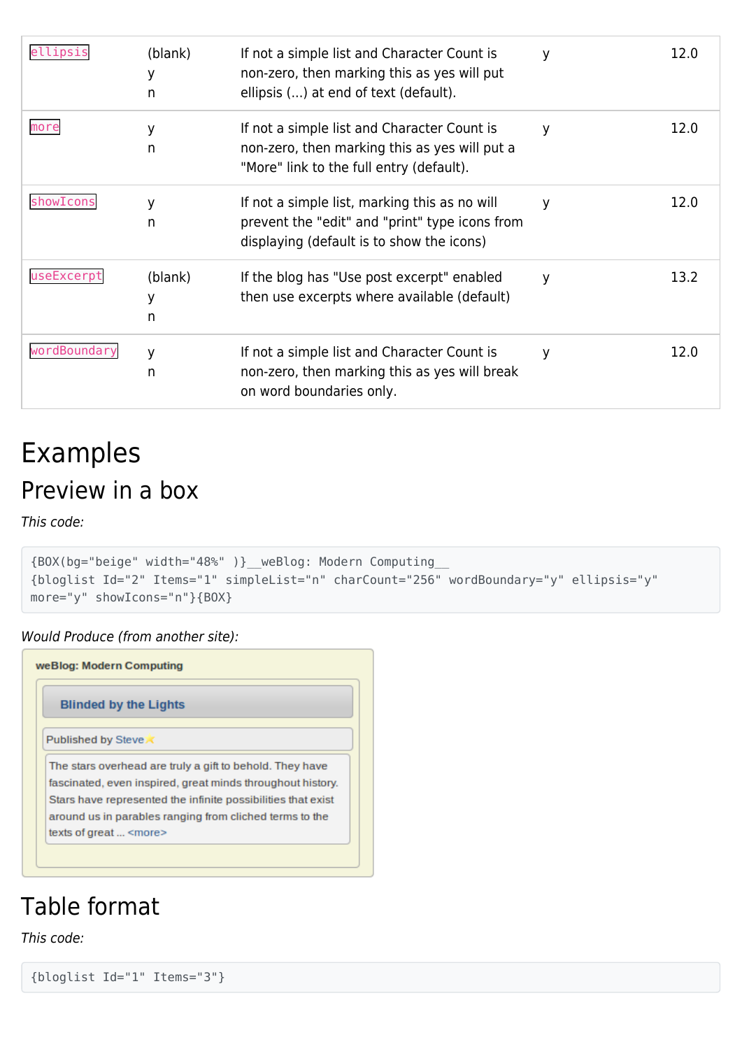| | | | | |
|---|---|---|---|---|
| `ellipsis` | (blank)<br>y<br>n | If not a simple list and Character Count is non-zero, then marking this as yes will put ellipsis (...) at end of text (default). | y | 12.0 |
| `more` | y<br>n | If not a simple list and Character Count is non-zero, then marking this as yes will put a "More" link to the full entry (default). | y | 12.0 |
| `showIcons` | y<br>n | If not a simple list, marking this as no will prevent the "edit" and "print" type icons from displaying (default is to show the icons) | y | 12.0 |
| `useExcerpt` | (blank)<br>y<br>n | If the blog has "Use post excerpt" enabled then use excerpts where available (default) | y | 13.2 |
| `wordBoundary` | y<br>n | If not a simple list and Character Count is non-zero, then marking this as yes will break on word boundaries only. | y | 12.0 |

# Examples

## Preview in a box

*This code:*

```
{BOX(bg="beige" width="48%" )}__weBlog: Modern Computing__
{bloglist Id="2" Items="1" simpleList="n" charCount="256" wordBoundary="y" ellipsis="y"
more="y" showIcons="n"}{BOX}
```

*Would Produce (from another site):*

**weBlog: Modern Computing**

**Blinded by the Lights**

Published by Steve

The stars overhead are truly a gift to behold. They have fascinated, even inspired, great minds throughout history. Stars have represented the infinite possibilities that exist around us in parables ranging from cliched terms to the texts of great ... <more>

## Table format

*This code:*

```
{bloglist Id="1" Items="3"}
```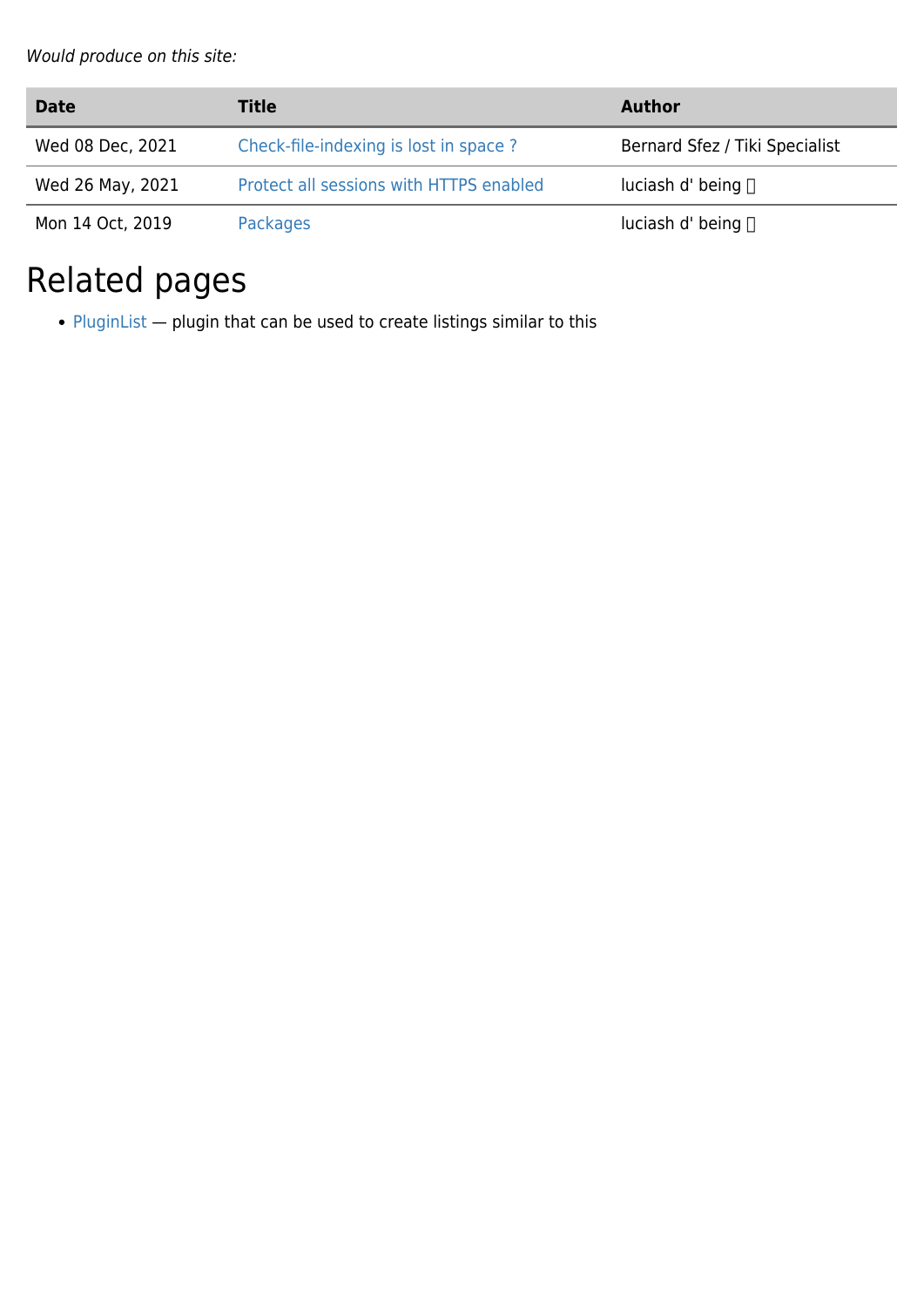*Would produce on this site:*

| Date | Title | Author |
|---|---|---|
| Wed 08 Dec, 2021 | Check-file-indexing is lost in space ? | Bernard Sfez / Tiki Specialist |
| Wed 26 May, 2021 | Protect all sessions with HTTPS enabled | luciash d' being 🛡 |
| Mon 14 Oct, 2019 | Packages | luciash d' being 🛡 |

# Related pages

- PluginList — plugin that can be used to create listings similar to this